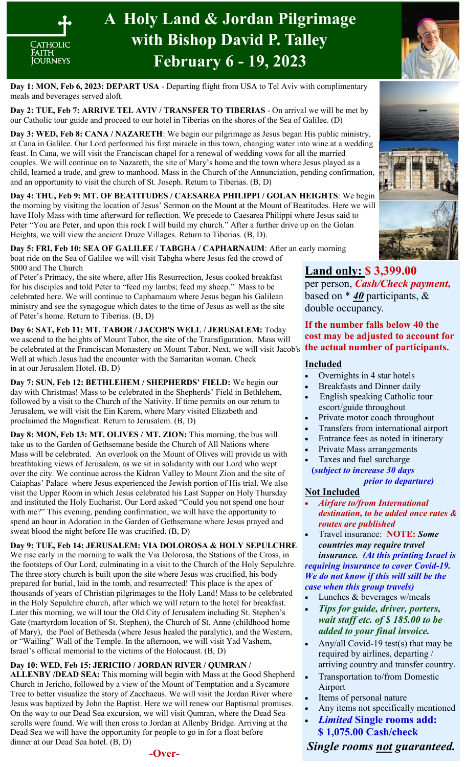Catholic Faith Journeys

# A Holy Land & Jordan Pilgrimage with Bishop David P. Talley February 6 - 19, 2023

**Day 1: MON, Feb 6, 2023: DEPART USA** - Departing flight from USA to Tel Aviv with complimentary meals and beverages served aloft.

**Day 2: TUE, Feb 7: ARRIVE TEL AVIV / TRANSFER TO TIBERIAS** - On arrival we will be met by our Catholic tour guide and proceed to our hotel in Tiberias on the shores of the Sea of Galilee. (D)

**Day 3: WED, Feb 8: CANA / NAZARETH**: We begin our pilgrimage as Jesus began His public ministry, at Cana in Galilee. Our Lord performed his first miracle in this town, changing water into wine at a wedding feast. In Cana, we will visit the Franciscan chapel for a renewal of wedding vows for all the married couples. We will continue on to Nazareth, the site of Mary's home and the town where Jesus played as a child, learned a trade, and grew to manhood. Mass in the Church of the Annunciation, pending confirmation, and an opportunity to visit the church of St. Joseph. Return to Tiberias. (B, D)

**Day 4: THU, Feb 9: MT. OF BEATITUDES / CAESAREA PHILIPPI / GOLAN HEIGHTS**: We begin the morning by visiting the location of Jesus' Sermon on the Mount at the Mount of Beatitudes. Here we will have Holy Mass with time afterward for reflection. We precede to Caesarea Philippi where Jesus said to Peter "You are Peter, and upon this rock I will build my church." After a further drive up on the Golan Heights, we will view the ancient Druze Villages. Return to Tiberias. (B, D).

**Day 5: FRI, Feb 10: SEA OF GALILEE / TABGHA / CAPHARNAUM**: After an early morning boat ride on the Sea of Galilee we will visit Tabgha where Jesus fed the crowd of 5000 and The Church of Peter's Primacy, the site where, after His Resurrection, Jesus cooked breakfast for his disciples and told Peter to "feed my lambs; feed my sheep." Mass to be celebrated here. We will continue to Capharnaum where Jesus began his Galilean ministry and see the synagogue which dates to the time of Jesus as well as the site of Peter's home. Return to Tiberias. (B, D)

**Day 6: SAT, Feb 11: MT. TABOR / JACOB'S WELL / JERUSALEM:** Today we ascend to the heights of Mount Tabor, the site of the Transfiguration. Mass will be celebrated at the Franciscan Monastery on Mount Tabor. Next, we will visit Jacob's Well at which Jesus had the encounter with the Samaritan woman. Check in at our Jerusalem Hotel. (B, D)

**Day 7: SUN, Feb 12: BETHLEHEM / SHEPHERDS' FIELD:** We begin our day with Christmas! Mass to be celebrated in the Shepherds' Field in Bethlehem, followed by a visit to the Church of the Nativity. If time permits on our return to Jerusalem, we will visit the Ein Karem, where Mary visited Elizabeth and proclaimed the Magnificat. Return to Jerusalem. (B, D)

**Day 8: MON, Feb 13: MT. OLIVES / MT. ZION:** This morning, the bus will take us to the Garden of Gethsemane beside the Church of All Nations where Mass will be celebrated. An overlook on the Mount of Olives will provide us with breathtaking views of Jerusalem, as we sit in solidarity with our Lord who wept over the city. We continue across the Kidron Valley to Mount Zion and the site of Caiaphas' Palace where Jesus experienced the Jewish portion of His trial. We also visit the Upper Room in which Jesus celebrated his Last Supper on Holy Thursday and instituted the Holy Eucharist. Our Lord asked "Could you not spend one hour with me?" This evening, pending confirmation, we will have the opportunity to spend an hour in Adoration in the Garden of Gethsemane where Jesus prayed and sweat blood the night before He was crucified. (B, D)

**Day 9: TUE, Feb 14: JERUSALEM: VIA DOLOROSA & HOLY SEPULCHRE** We rise early in the morning to walk the Via Dolorosa, the Stations of the Cross, in the footsteps of Our Lord, culminating in a visit to the Church of the Holy Sepulchre. The three story church is built upon the site where Jesus was crucified, his body prepared for burial, laid in the tomb, and resurrected! This place is the apex of thousands of years of Christian pilgrimages to the Holy Land! Mass to be celebrated in the Holy Sepulchre church, after which we will return to the hotel for breakfast. Later this morning, we will tour the Old City of Jerusalem including St. Stephen's Gate (martyrdom location of St. Stephen), the Church of St. Anne (childhood home of Mary), the Pool of Bethesda (where Jesus healed the paralytic), and the Western, or "Wailing" Wall of the Temple. In the afternoon, we will visit Yad Vashem, Israel's official memorial to the victims of the Holocaust. (B, D)

**Day 10: WED, Feb 15: JERICHO / JORDAN RIVER / QUMRAN / ALLENBY /DEAD SEA:** This morning will begin with Mass at the Good Shepherd Church in Jericho, followed by a view of the Mount of Temptation and a Sycamore Tree to better visualize the story of Zacchaeus. We will visit the Jordan River where Jesus was baptized by John the Baptist. Here we will renew our Baptismal promises. On the way to our Dead Sea excursion, we will visit Qumran, where the Dead Sea scrolls were found. We will then cross to Jordan at Allenby Bridge. Arriving at the Dead Sea we will have the opportunity for people to go in for a float before dinner at our Dead Sea hotel. (B, D)

**-Over-**

## Land only: $ 3,399.00

per person, ***Cash/Check payment,*** based on * ***40*** participants, & double occupancy.

**If the number falls below 40 the cost may be adjusted to account for the actual number of participants.**

### Included

- Overnights in 4 star hotels
- Breakfasts and Dinner daily
- English speaking Catholic tour escort/guide throughout
- Private motor coach throughout
- Transfers from international airport
- Entrance fees as noted in itinerary
- Private Mass arrangements
- Taxes and fuel surcharge **(*subject to increase 30 days prior to departure)***

### Not Included

- ***Airfare to/from International destination, to be added once rates & routes are published***
- Travel insurance: **NOTE:** ***Some countries may require travel insurance.*** ***(At this printing Israel is requiring insurance to cover Covid-19. We do not know if this will still be the case when this group travels)***
- Lunches & beverages w/meals
- ***Tips for guide, driver, porters, wait staff etc. of $ 185.00 to be added to your final invoice.***
- Any/all Covid-19 test(s) that may be required by airlines, departing / arriving country and transfer country.
- Transportation to/from Domestic Airport
- Items of personal nature
- Any items not specifically mentioned
- ***Limited* Single rooms add: $ 1,075.00 Cash/check**

***Single rooms not guaranteed.***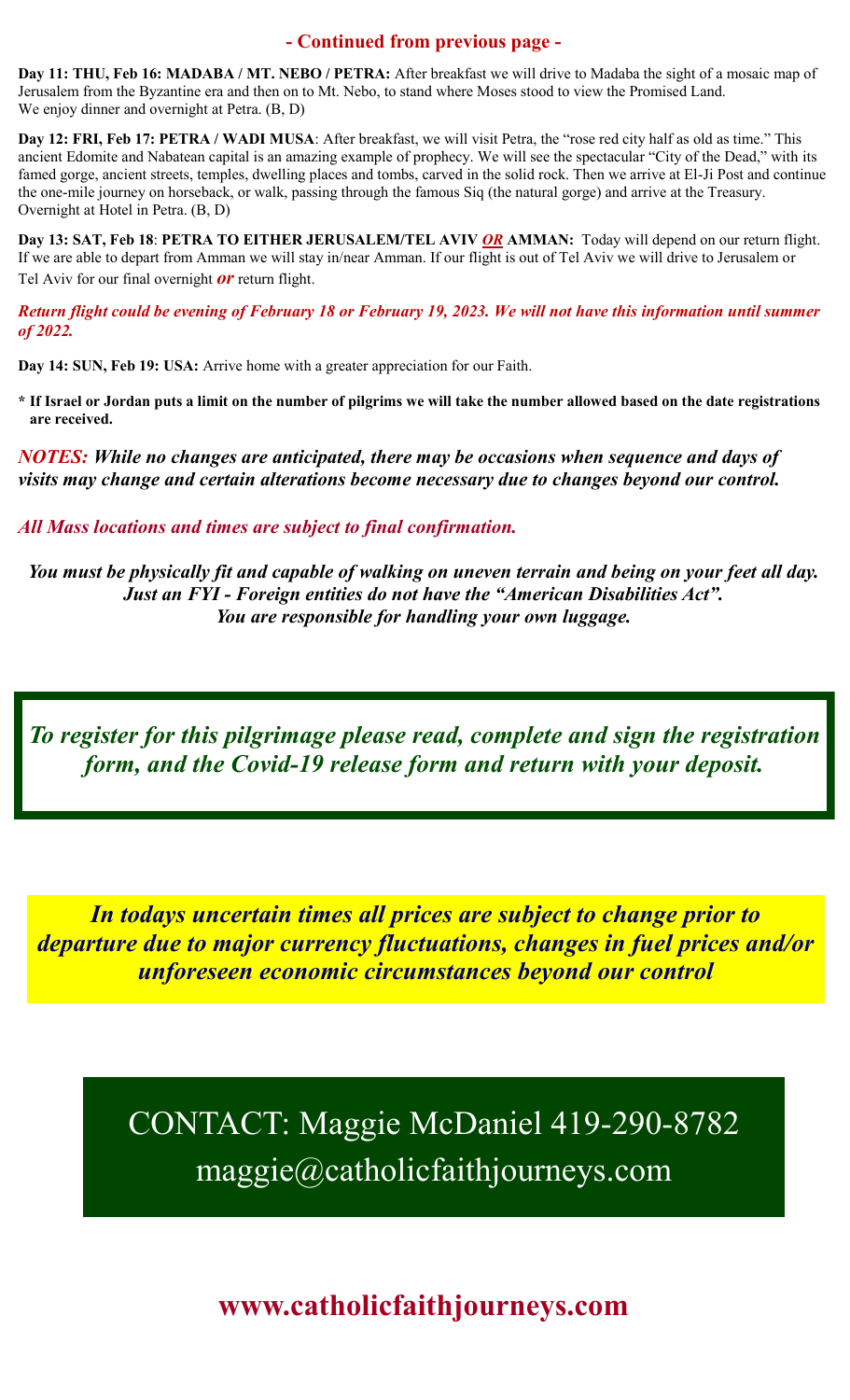**- Continued from previous page -**

**Day 11: THU, Feb 16: MADABA / MT. NEBO / PETRA:** After breakfast we will drive to Madaba the sight of a mosaic map of Jerusalem from the Byzantine era and then on to Mt. Nebo, to stand where Moses stood to view the Promised Land. We enjoy dinner and overnight at Petra. (B, D)

**Day 12: FRI, Feb 17: PETRA / WADI MUSA**: After breakfast, we will visit Petra, the "rose red city half as old as time." This ancient Edomite and Nabatean capital is an amazing example of prophecy. We will see the spectacular "City of the Dead," with its famed gorge, ancient streets, temples, dwelling places and tombs, carved in the solid rock. Then we arrive at El-Ji Post and continue the one-mile journey on horseback, or walk, passing through the famous Siq (the natural gorge) and arrive at the Treasury. Overnight at Hotel in Petra. (B, D)

**Day 13: SAT, Feb 18**: **PETRA TO EITHER JERUSALEM/TEL AVIV *OR* AMMAN:** Today will depend on our return flight. If we are able to depart from Amman we will stay in/near Amman. If our flight is out of Tel Aviv we will drive to Jerusalem or Tel Aviv for our final overnight ***or*** return flight.

***Return flight could be evening of February 18 or February 19, 2023. We will not have this information until summer of 2022.***

**Day 14: SUN, Feb 19: USA:** Arrive home with a greater appreciation for our Faith.

**\* If Israel or Jordan puts a limit on the number of pilgrims we will take the number allowed based on the date registrations are received.**

***NOTES: While no changes are anticipated, there may be occasions when sequence and days of visits may change and certain alterations become necessary due to changes beyond our control.***

***All Mass locations and times are subject to final confirmation.***

***You must be physically fit and capable of walking on uneven terrain and being on your feet all day. Just an FYI - Foreign entities do not have the "American Disabilities Act". You are responsible for handling your own luggage.***

*To register for this pilgrimage please read, complete and sign the registration form, and the Covid-19 release form and return with your deposit.*

***In todays uncertain times all prices are subject to change prior to departure due to major currency fluctuations, changes in fuel prices and/or unforeseen economic circumstances beyond our control***

CONTACT: Maggie McDaniel 419-290-8782
maggie@catholicfaithjourneys.com

**www.catholicfaithjourneys.com**